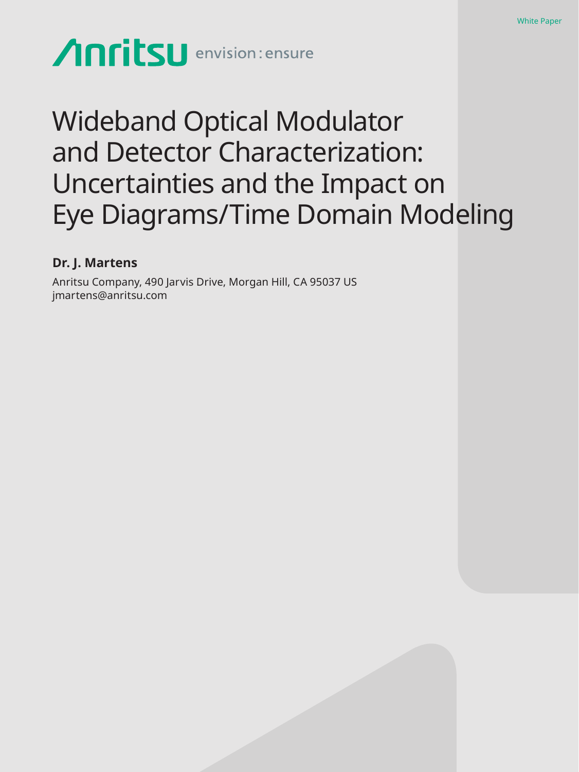White Paper

Anritsu envision : ensure

# Wideband Optical Modulator and Detector Characterization: Uncertainties and the Impact on Eye Diagrams/Time Domain Modeling

**Dr. J. Martens**

Anritsu Company, 490 Jarvis Drive, Morgan Hill, CA 95037 US
jmartens@anritsu.com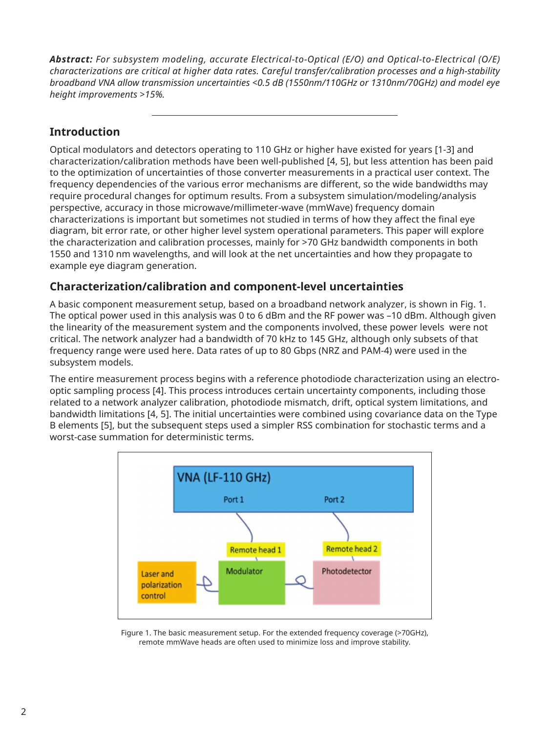***Abstract:*** *For subsystem modeling, accurate Electrical-to-Optical (E/O) and Optical-to-Electrical (O/E) characterizations are critical at higher data rates. Careful transfer/calibration processes and a high-stability broadband VNA allow transmission uncertainties <0.5 dB (1550nm/110GHz or 1310nm/70GHz) and model eye height improvements >15%.*

---

## Introduction

Optical modulators and detectors operating to 110 GHz or higher have existed for years [1-3] and characterization/calibration methods have been well-published [4, 5], but less attention has been paid to the optimization of uncertainties of those converter measurements in a practical user context. The frequency dependencies of the various error mechanisms are different, so the wide bandwidths may require procedural changes for optimum results. From a subsystem simulation/modeling/analysis perspective, accuracy in those microwave/millimeter-wave (mmWave) frequency domain characterizations is important but sometimes not studied in terms of how they affect the final eye diagram, bit error rate, or other higher level system operational parameters. This paper will explore the characterization and calibration processes, mainly for >70 GHz bandwidth components in both 1550 and 1310 nm wavelengths, and will look at the net uncertainties and how they propagate to example eye diagram generation.

## Characterization/calibration and component-level uncertainties

A basic component measurement setup, based on a broadband network analyzer, is shown in Fig. 1. The optical power used in this analysis was 0 to 6 dBm and the RF power was –10 dBm. Although given the linearity of the measurement system and the components involved, these power levels were not critical. The network analyzer had a bandwidth of 70 kHz to 145 GHz, although only subsets of that frequency range were used here. Data rates of up to 80 Gbps (NRZ and PAM-4) were used in the subsystem models.

The entire measurement process begins with a reference photodiode characterization using an electro-optic sampling process [4]. This process introduces certain uncertainty components, including those related to a network analyzer calibration, photodiode mismatch, drift, optical system limitations, and bandwidth limitations [4, 5]. The initial uncertainties were combined using covariance data on the Type B elements [5], but the subsequent steps used a simpler RSS combination for stochastic terms and a worst-case summation for deterministic terms.

VNA (LF-110 GHz)

Port 1 Port 2

Remote head 1 Remote head 2

Laser and polarization control — Modulator — Photodetector

Figure 1. The basic measurement setup. For the extended frequency coverage (>70GHz), remote mmWave heads are often used to minimize loss and improve stability.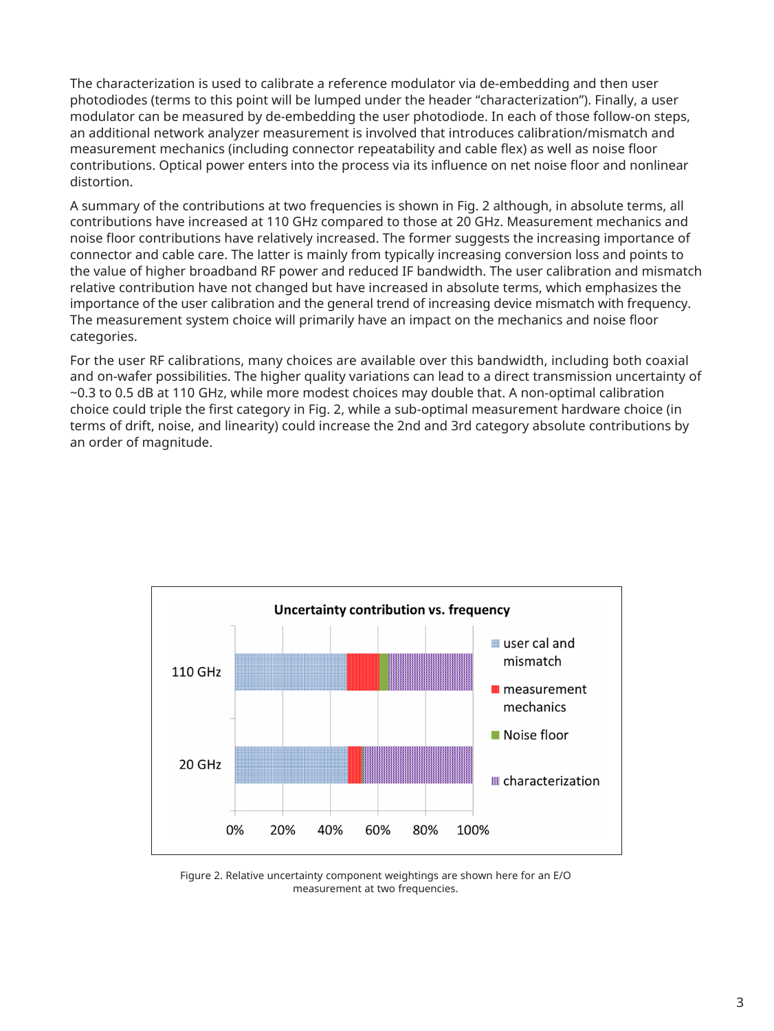The characterization is used to calibrate a reference modulator via de-embedding and then user photodiodes (terms to this point will be lumped under the header “characterization”). Finally, a user modulator can be measured by de-embedding the user photodiode. In each of those follow-on steps, an additional network analyzer measurement is involved that introduces calibration/mismatch and measurement mechanics (including connector repeatability and cable flex) as well as noise floor contributions. Optical power enters into the process via its influence on net noise floor and nonlinear distortion.

A summary of the contributions at two frequencies is shown in Fig. 2 although, in absolute terms, all contributions have increased at 110 GHz compared to those at 20 GHz. Measurement mechanics and noise floor contributions have relatively increased. The former suggests the increasing importance of connector and cable care. The latter is mainly from typically increasing conversion loss and points to the value of higher broadband RF power and reduced IF bandwidth. The user calibration and mismatch relative contribution have not changed but have increased in absolute terms, which emphasizes the importance of the user calibration and the general trend of increasing device mismatch with frequency. The measurement system choice will primarily have an impact on the mechanics and noise floor categories.

For the user RF calibrations, many choices are available over this bandwidth, including both coaxial and on-wafer possibilities. The higher quality variations can lead to a direct transmission uncertainty of ~0.3 to 0.5 dB at 110 GHz, while more modest choices may double that. A non-optimal calibration choice could triple the first category in Fig. 2, while a sub-optimal measurement hardware choice (in terms of drift, noise, and linearity) could increase the 2nd and 3rd category absolute contributions by an order of magnitude.

Figure 2. Relative uncertainty component weightings are shown here for an E/O measurement at two frequencies.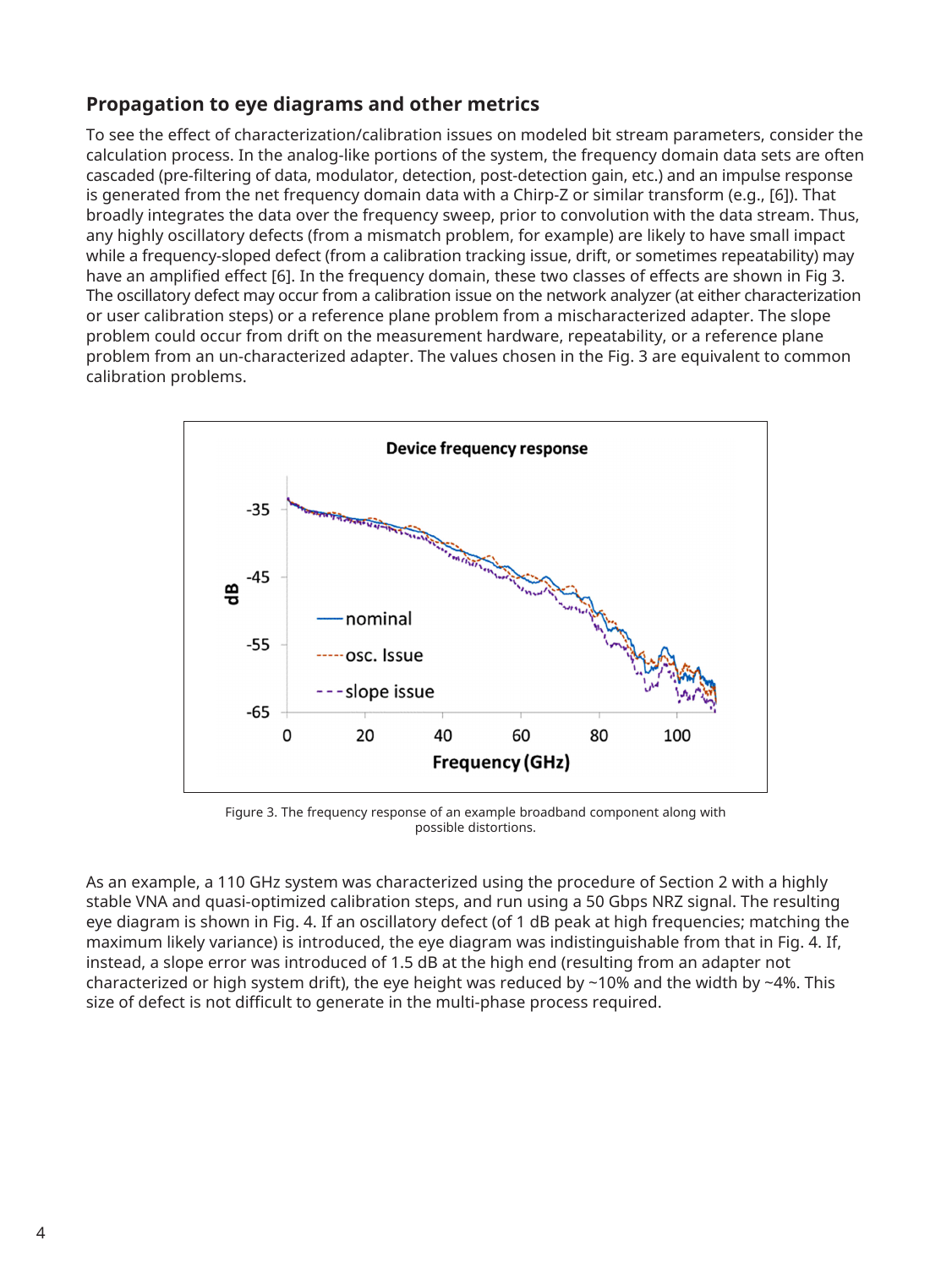### Propagation to eye diagrams and other metrics

To see the effect of characterization/calibration issues on modeled bit stream parameters, consider the calculation process. In the analog-like portions of the system, the frequency domain data sets are often cascaded (pre-filtering of data, modulator, detection, post-detection gain, etc.) and an impulse response is generated from the net frequency domain data with a Chirp-Z or similar transform (e.g., [6]). That broadly integrates the data over the frequency sweep, prior to convolution with the data stream. Thus, any highly oscillatory defects (from a mismatch problem, for example) are likely to have small impact while a frequency-sloped defect (from a calibration tracking issue, drift, or sometimes repeatability) may have an amplified effect [6]. In the frequency domain, these two classes of effects are shown in Fig 3. The oscillatory defect may occur from a calibration issue on the network analyzer (at either characterization or user calibration steps) or a reference plane problem from a mischaracterized adapter. The slope problem could occur from drift on the measurement hardware, repeatability, or a reference plane problem from an un-characterized adapter. The values chosen in the Fig. 3 are equivalent to common calibration problems.

Figure 3. The frequency response of an example broadband component along with possible distortions.

As an example, a 110 GHz system was characterized using the procedure of Section 2 with a highly stable VNA and quasi-optimized calibration steps, and run using a 50 Gbps NRZ signal. The resulting eye diagram is shown in Fig. 4. If an oscillatory defect (of 1 dB peak at high frequencies; matching the maximum likely variance) is introduced, the eye diagram was indistinguishable from that in Fig. 4. If, instead, a slope error was introduced of 1.5 dB at the high end (resulting from an adapter not characterized or high system drift), the eye height was reduced by ~10% and the width by ~4%. This size of defect is not difficult to generate in the multi-phase process required.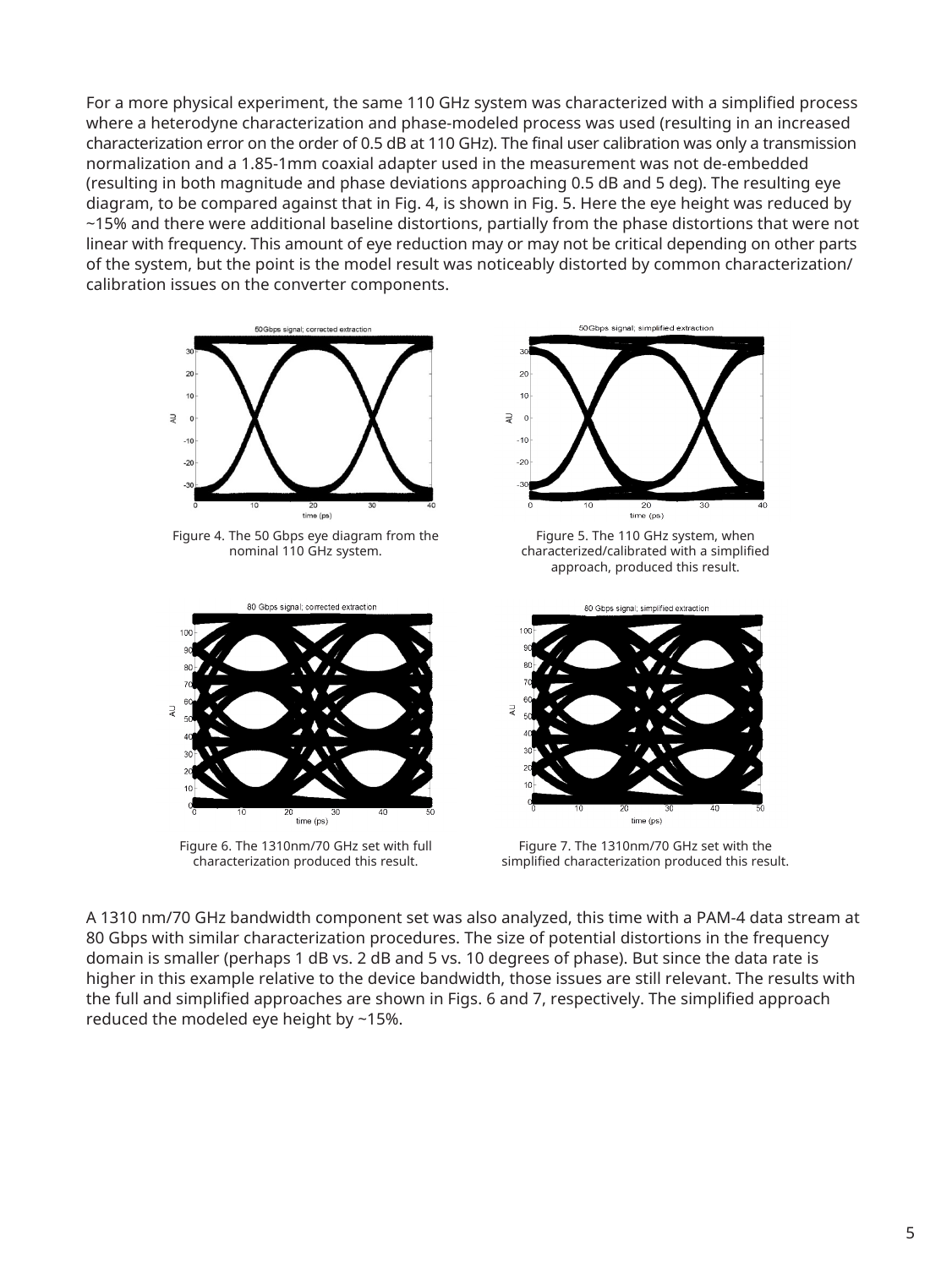For a more physical experiment, the same 110 GHz system was characterized with a simplified process where a heterodyne characterization and phase-modeled process was used (resulting in an increased characterization error on the order of 0.5 dB at 110 GHz). The final user calibration was only a transmission normalization and a 1.85-1mm coaxial adapter used in the measurement was not de-embedded (resulting in both magnitude and phase deviations approaching 0.5 dB and 5 deg). The resulting eye diagram, to be compared against that in Fig. 4, is shown in Fig. 5. Here the eye height was reduced by ~15% and there were additional baseline distortions, partially from the phase distortions that were not linear with frequency. This amount of eye reduction may or may not be critical depending on other parts of the system, but the point is the model result was noticeably distorted by common characterization/calibration issues on the converter components.

Figure 4. The 50 Gbps eye diagram from the nominal 110 GHz system.

Figure 5. The 110 GHz system, when characterized/calibrated with a simplified approach, produced this result.

Figure 6. The 1310nm/70 GHz set with full characterization produced this result.

Figure 7. The 1310nm/70 GHz set with the simplified characterization produced this result.

A 1310 nm/70 GHz bandwidth component set was also analyzed, this time with a PAM-4 data stream at 80 Gbps with similar characterization procedures. The size of potential distortions in the frequency domain is smaller (perhaps 1 dB vs. 2 dB and 5 vs. 10 degrees of phase). But since the data rate is higher in this example relative to the device bandwidth, those issues are still relevant. The results with the full and simplified approaches are shown in Figs. 6 and 7, respectively. The simplified approach reduced the modeled eye height by ~15%.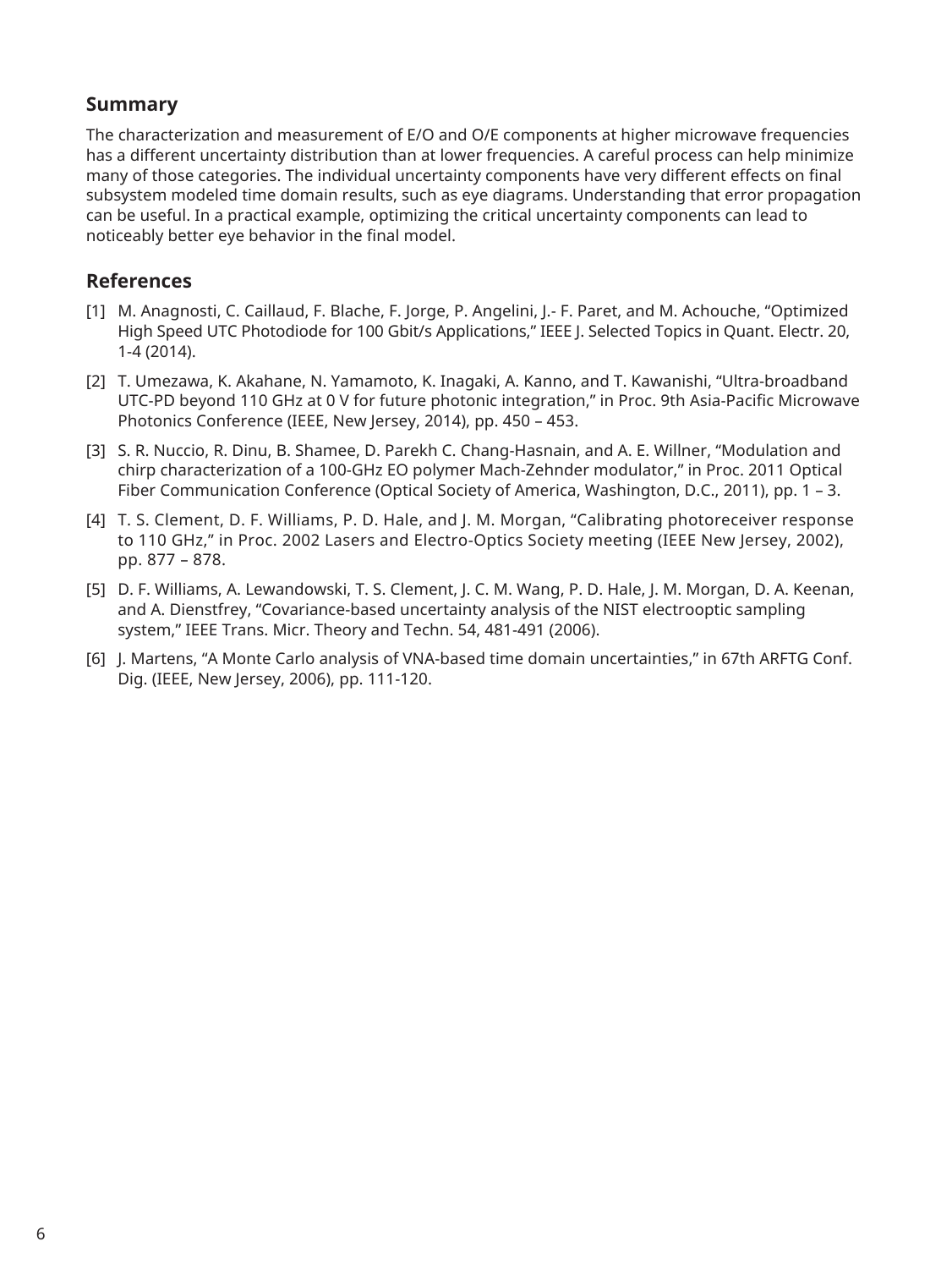## Summary

The characterization and measurement of E/O and O/E components at higher microwave frequencies has a different uncertainty distribution than at lower frequencies. A careful process can help minimize many of those categories. The individual uncertainty components have very different effects on final subsystem modeled time domain results, such as eye diagrams. Understanding that error propagation can be useful. In a practical example, optimizing the critical uncertainty components can lead to noticeably better eye behavior in the final model.

## References

[1] M. Anagnosti, C. Caillaud, F. Blache, F. Jorge, P. Angelini, J.- F. Paret, and M. Achouche, "Optimized High Speed UTC Photodiode for 100 Gbit/s Applications," IEEE J. Selected Topics in Quant. Electr. 20, 1-4 (2014).

[2] T. Umezawa, K. Akahane, N. Yamamoto, K. Inagaki, A. Kanno, and T. Kawanishi, "Ultra-broadband UTC-PD beyond 110 GHz at 0 V for future photonic integration," in Proc. 9th Asia-Pacific Microwave Photonics Conference (IEEE, New Jersey, 2014), pp. 450 – 453.

[3] S. R. Nuccio, R. Dinu, B. Shamee, D. Parekh C. Chang-Hasnain, and A. E. Willner, "Modulation and chirp characterization of a 100-GHz EO polymer Mach-Zehnder modulator," in Proc. 2011 Optical Fiber Communication Conference (Optical Society of America, Washington, D.C., 2011), pp. 1 – 3.

[4] T. S. Clement, D. F. Williams, P. D. Hale, and J. M. Morgan, "Calibrating photoreceiver response to 110 GHz," in Proc. 2002 Lasers and Electro-Optics Society meeting (IEEE New Jersey, 2002), pp. 877 – 878.

[5] D. F. Williams, A. Lewandowski, T. S. Clement, J. C. M. Wang, P. D. Hale, J. M. Morgan, D. A. Keenan, and A. Dienstfrey, "Covariance-based uncertainty analysis of the NIST electrooptic sampling system," IEEE Trans. Micr. Theory and Techn. 54, 481-491 (2006).

[6] J. Martens, "A Monte Carlo analysis of VNA-based time domain uncertainties," in 67th ARFTG Conf. Dig. (IEEE, New Jersey, 2006), pp. 111-120.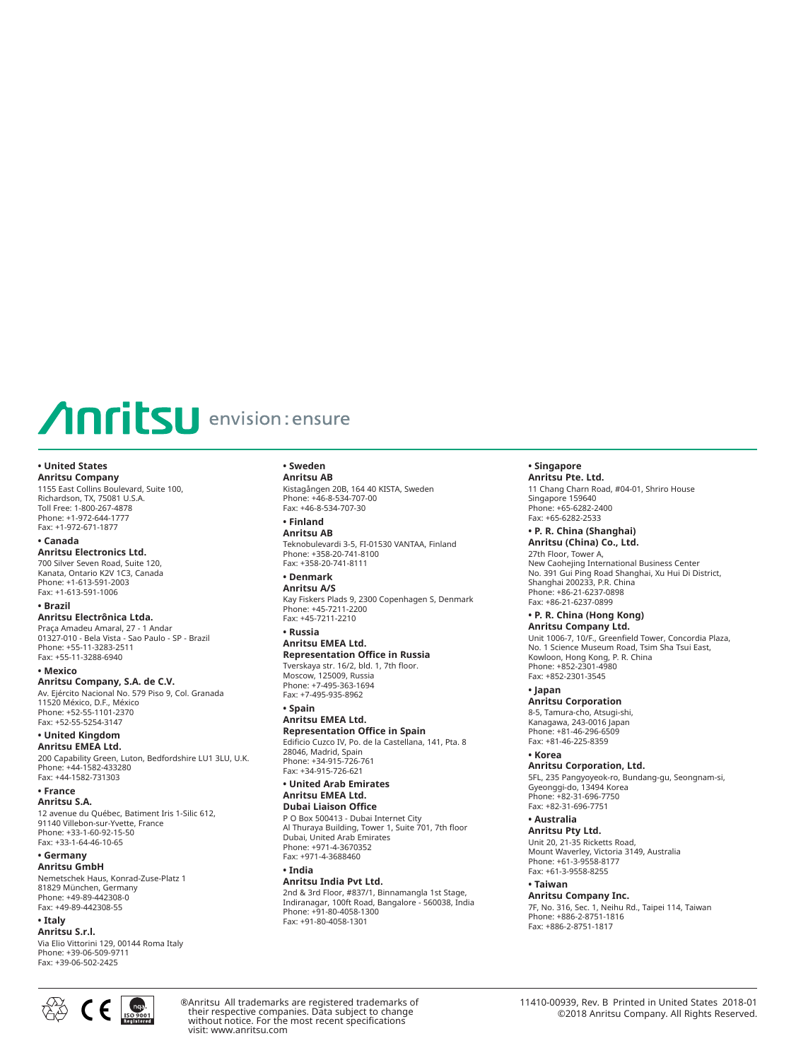Anritsu envision : ensure

**• United States**
**Anritsu Company**
1155 East Collins Boulevard, Suite 100,
Richardson, TX, 75081 U.S.A.
Toll Free: 1-800-267-4878
Phone: +1-972-644-1777
Fax: +1-972-671-1877

**• Canada**
**Anritsu Electronics Ltd.**
700 Silver Seven Road, Suite 120,
Kanata, Ontario K2V 1C3, Canada
Phone: +1-613-591-2003
Fax: +1-613-591-1006

**• Brazil**
**Anritsu Electrônica Ltda.**
Praça Amadeu Amaral, 27 - 1 Andar
01327-010 - Bela Vista - Sao Paulo - SP - Brazil
Phone: +55-11-3283-2511
Fax: +55-11-3288-6940

**• Mexico**
**Anritsu Company, S.A. de C.V.**
Av. Ejército Nacional No. 579 Piso 9, Col. Granada
11520 México, D.F., México
Phone: +52-55-1101-2370
Fax: +52-55-5254-3147

**• United Kingdom**
**Anritsu EMEA Ltd.**
200 Capability Green, Luton, Bedfordshire LU1 3LU, U.K.
Phone: +44-1582-433280
Fax: +44-1582-731303

**• France**
**Anritsu S.A.**
12 avenue du Québec, Batiment Iris 1-Silic 612,
91140 Villebon-sur-Yvette, France
Phone: +33-1-60-92-15-50
Fax: +33-1-64-46-10-65

**• Germany**
**Anritsu GmbH**
Nemetschek Haus, Konrad-Zuse-Platz 1
81829 München, Germany
Phone: +49-89-442308-0
Fax: +49-89-442308-55

**• Italy**
**Anritsu S.r.l.**
Via Elio Vittorini 129, 00144 Roma Italy
Phone: +39-06-509-9711
Fax: +39-06-502-2425

**• Sweden**
**Anritsu AB**
Kistagången 20B, 164 40 KISTA, Sweden
Phone: +46-8-534-707-00
Fax: +46-8-534-707-30

**• Finland**
**Anritsu AB**
Teknobulevardi 3-5, FI-01530 VANTAA, Finland
Phone: +358-20-741-8100
Fax: +358-20-741-8111

**• Denmark**
**Anritsu A/S**
Kay Fiskers Plads 9, 2300 Copenhagen S, Denmark
Phone: +45-7211-2200
Fax: +45-7211-2210

**• Russia**
**Anritsu EMEA Ltd.**
**Representation Office in Russia**
Tverskaya str. 16/2, bld. 1, 7th floor.
Moscow, 125009, Russia
Phone: +7-495-363-1694
Fax: +7-495-935-8962

**• Spain**
**Anritsu EMEA Ltd.**
**Representation Office in Spain**
Edificio Cuzco IV, Po. de la Castellana, 141, Pta. 8
28046, Madrid, Spain
Phone: +34-915-726-761
Fax: +34-915-726-621

**• United Arab Emirates**
**Anritsu EMEA Ltd.**
**Dubai Liaison Office**
P O Box 500413 - Dubai Internet City
Al Thuraya Building, Tower 1, Suite 701, 7th floor
Dubai, United Arab Emirates
Phone: +971-4-3670352
Fax: +971-4-3688460

**• India**
**Anritsu India Pvt Ltd.**
2nd & 3rd Floor, #837/1, Binnamangla 1st Stage,
Indiranagar, 100ft Road, Bangalore - 560038, India
Phone: +91-80-4058-1300
Fax: +91-80-4058-1301

**• Singapore**
**Anritsu Pte. Ltd.**
11 Chang Charn Road, #04-01, Shriro House
Singapore 159640
Phone: +65-6282-2400
Fax: +65-6282-2533

**• P. R. China (Shanghai)**
**Anritsu (China) Co., Ltd.**
27th Floor, Tower A,
New Caohejing International Business Center
No. 391 Gui Ping Road Shanghai, Xu Hui Di District,
Shanghai 200233, P.R. China
Phone: +86-21-6237-0898
Fax: +86-21-6237-0899

**• P. R. China (Hong Kong)**
**Anritsu Company Ltd.**
Unit 1006-7, 10/F., Greenfield Tower, Concordia Plaza,
No. 1 Science Museum Road, Tsim Sha Tsui East,
Kowloon, Hong Kong, P. R. China
Phone: +852-2301-4980
Fax: +852-2301-3545

**• Japan**
**Anritsu Corporation**
8-5, Tamura-cho, Atsugi-shi,
Kanagawa, 243-0016 Japan
Phone: +81-46-296-6509
Fax: +81-46-225-8359

**• Korea**
**Anritsu Corporation, Ltd.**
5FL, 235 Pangyoyeok-ro, Bundang-gu, Seongnam-si,
Gyeonggi-do, 13494 Korea
Phone: +82-31-696-7750
Fax: +82-31-696-7751

**• Australia**
**Anritsu Pty Ltd.**
Unit 20, 21-35 Ricketts Road,
Mount Waverley, Victoria 3149, Australia
Phone: +61-3-9558-8177
Fax: +61-3-9558-8255

**• Taiwan**
**Anritsu Company Inc.**
7F, No. 316, Sec. 1, Neihu Rd., Taipei 114, Taiwan
Phone: +886-2-8751-1816
Fax: +886-2-8751-1817

®Anritsu All trademarks are registered trademarks of their respective companies. Data subject to change without notice. For the most recent specifications visit: www.anritsu.com

11410-00939, Rev. B Printed in United States 2018-01
©2018 Anritsu Company. All Rights Reserved.